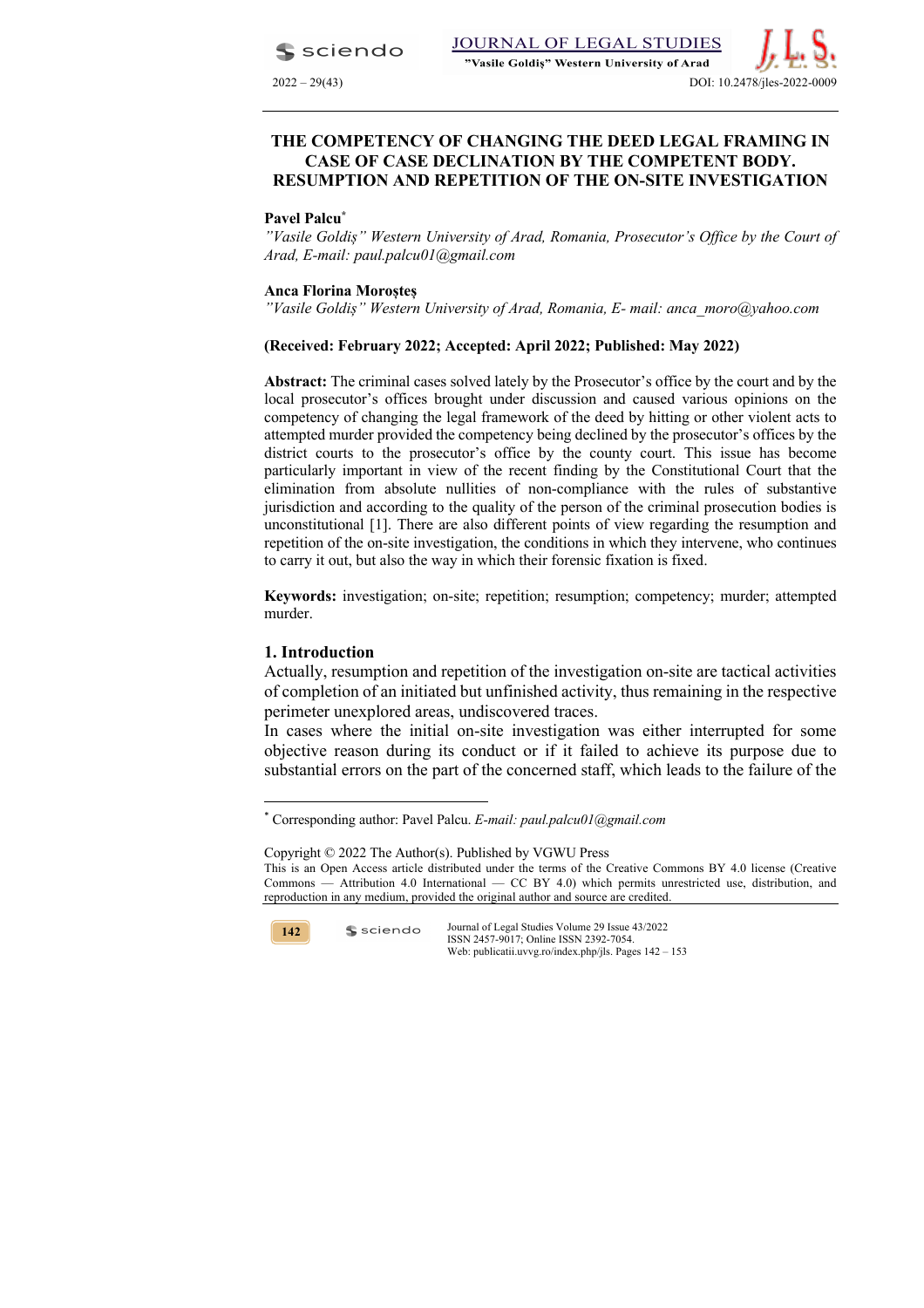# THE COMPETENCY OF CHANGING THE DEED LEGAL FRAMING IN CASE OF CASE DECLINATION BY THE COMPETENT BODY. RESUMPTION AND REPETITION OF THE ON-SITE INVESTIGATION

**Pavel Palcu***
*"Vasile Goldiş" Western University of Arad, Romania, Prosecutor's Office by the Court of Arad, E-mail: paul.palcu01@gmail.com*

**Anca Florina Moroşteş**
*"Vasile Goldiş" Western University of Arad, Romania, E- mail: anca_moro@yahoo.com*

**(Received: February 2022; Accepted: April 2022; Published: May 2022)**

**Abstract:** The criminal cases solved lately by the Prosecutor's office by the court and by the local prosecutor's offices brought under discussion and caused various opinions on the competency of changing the legal framework of the deed by hitting or other violent acts to attempted murder provided the competency being declined by the prosecutor's offices by the district courts to the prosecutor's office by the county court. This issue has become particularly important in view of the recent finding by the Constitutional Court that the elimination from absolute nullities of non-compliance with the rules of substantive jurisdiction and according to the quality of the person of the criminal prosecution bodies is unconstitutional [1]. There are also different points of view regarding the resumption and repetition of the on-site investigation, the conditions in which they intervene, who continues to carry it out, but also the way in which their forensic fixation is fixed.

**Keywords:** investigation; on-site; repetition; resumption; competency; murder; attempted murder.

## 1. Introduction

Actually, resumption and repetition of the investigation on-site are tactical activities of completion of an initiated but unfinished activity, thus remaining in the respective perimeter unexplored areas, undiscovered traces.

In cases where the initial on-site investigation was either interrupted for some objective reason during its conduct or if it failed to achieve its purpose due to substantial errors on the part of the concerned staff, which leads to the failure of the

---

* Corresponding author: Pavel Palcu. *E-mail: paul.palcu01@gmail.com*

Copyright © 2022 The Author(s). Published by VGWU Press
This is an Open Access article distributed under the terms of the Creative Commons BY 4.0 license (Creative Commons — Attribution 4.0 International — CC BY 4.0) which permits unrestricted use, distribution, and reproduction in any medium, provided the original author and source are credited.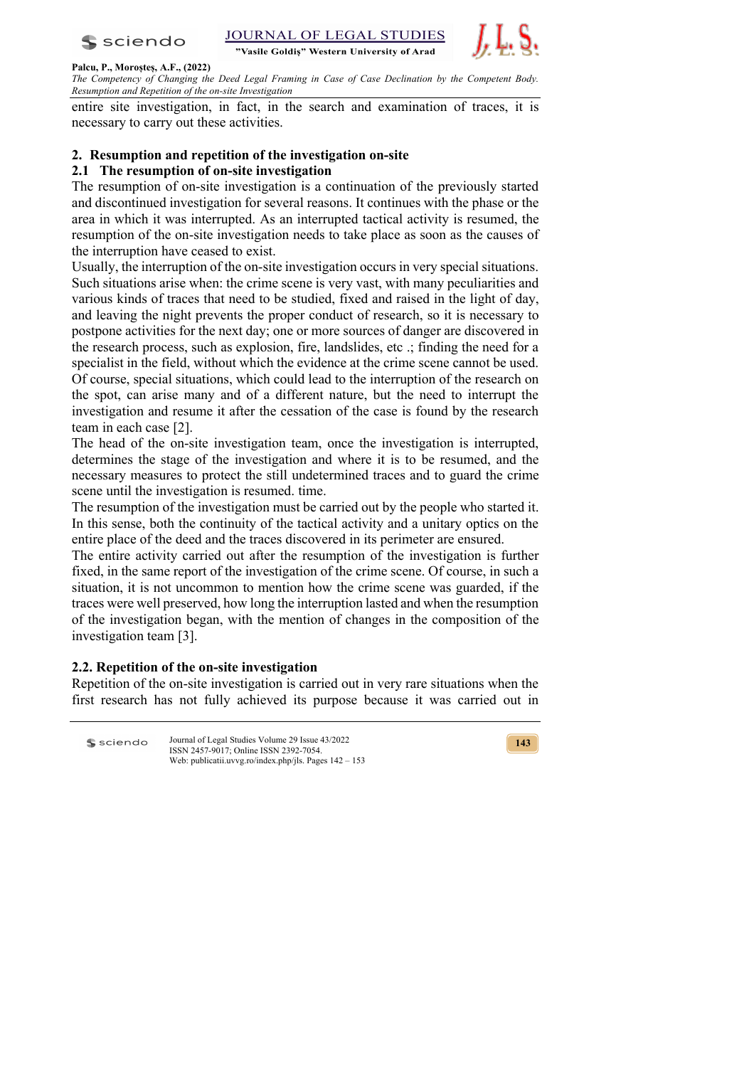entire site investigation, in fact, in the search and examination of traces, it is necessary to carry out these activities.

## 2. Resumption and repetition of the investigation on-site

### 2.1 The resumption of on-site investigation

The resumption of on-site investigation is a continuation of the previously started and discontinued investigation for several reasons. It continues with the phase or the area in which it was interrupted. As an interrupted tactical activity is resumed, the resumption of the on-site investigation needs to take place as soon as the causes of the interruption have ceased to exist.

Usually, the interruption of the on-site investigation occurs in very special situations. Such situations arise when: the crime scene is very vast, with many peculiarities and various kinds of traces that need to be studied, fixed and raised in the light of day, and leaving the night prevents the proper conduct of research, so it is necessary to postpone activities for the next day; one or more sources of danger are discovered in the research process, such as explosion, fire, landslides, etc .; finding the need for a specialist in the field, without which the evidence at the crime scene cannot be used. Of course, special situations, which could lead to the interruption of the research on the spot, can arise many and of a different nature, but the need to interrupt the investigation and resume it after the cessation of the case is found by the research team in each case [2].

The head of the on-site investigation team, once the investigation is interrupted, determines the stage of the investigation and where it is to be resumed, and the necessary measures to protect the still undetermined traces and to guard the crime scene until the investigation is resumed. time.

The resumption of the investigation must be carried out by the people who started it. In this sense, both the continuity of the tactical activity and a unitary optics on the entire place of the deed and the traces discovered in its perimeter are ensured.

The entire activity carried out after the resumption of the investigation is further fixed, in the same report of the investigation of the crime scene. Of course, in such a situation, it is not uncommon to mention how the crime scene was guarded, if the traces were well preserved, how long the interruption lasted and when the resumption of the investigation began, with the mention of changes in the composition of the investigation team [3].

### 2.2. Repetition of the on-site investigation

Repetition of the on-site investigation is carried out in very rare situations when the first research has not fully achieved its purpose because it was carried out in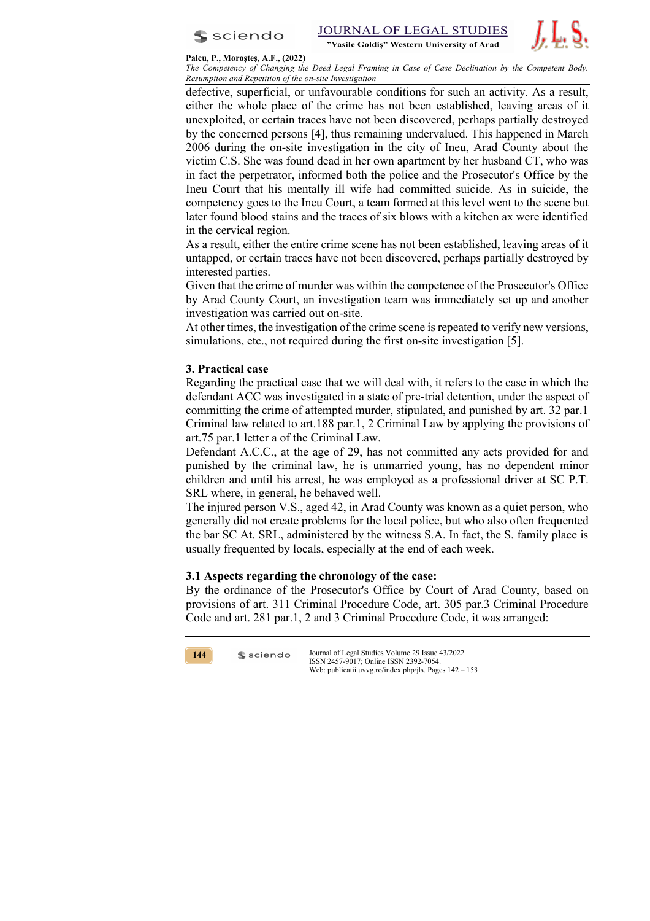defective, superficial, or unfavourable conditions for such an activity. As a result, either the whole place of the crime has not been established, leaving areas of it unexploited, or certain traces have not been discovered, perhaps partially destroyed by the concerned persons [4], thus remaining undervalued. This happened in March 2006 during the on-site investigation in the city of Ineu, Arad County about the victim C.S. She was found dead in her own apartment by her husband CT, who was in fact the perpetrator, informed both the police and the Prosecutor's Office by the Ineu Court that his mentally ill wife had committed suicide. As in suicide, the competency goes to the Ineu Court, a team formed at this level went to the scene but later found blood stains and the traces of six blows with a kitchen ax were identified in the cervical region.

As a result, either the entire crime scene has not been established, leaving areas of it untapped, or certain traces have not been discovered, perhaps partially destroyed by interested parties.

Given that the crime of murder was within the competence of the Prosecutor's Office by Arad County Court, an investigation team was immediately set up and another investigation was carried out on-site.

At other times, the investigation of the crime scene is repeated to verify new versions, simulations, etc., not required during the first on-site investigation [5].

## 3. Practical case

Regarding the practical case that we will deal with, it refers to the case in which the defendant ACC was investigated in a state of pre-trial detention, under the aspect of committing the crime of attempted murder, stipulated, and punished by art. 32 par.1 Criminal law related to art.188 par.1, 2 Criminal Law by applying the provisions of art.75 par.1 letter a of the Criminal Law.

Defendant A.C.C., at the age of 29, has not committed any acts provided for and punished by the criminal law, he is unmarried young, has no dependent minor children and until his arrest, he was employed as a professional driver at SC P.T. SRL where, in general, he behaved well.

The injured person V.S., aged 42, in Arad County was known as a quiet person, who generally did not create problems for the local police, but who also often frequented the bar SC At. SRL, administered by the witness S.A. In fact, the S. family place is usually frequented by locals, especially at the end of each week.

### 3.1 Aspects regarding the chronology of the case:

By the ordinance of the Prosecutor's Office by Court of Arad County, based on provisions of art. 311 Criminal Procedure Code, art. 305 par.3 Criminal Procedure Code and art. 281 par.1, 2 and 3 Criminal Procedure Code, it was arranged: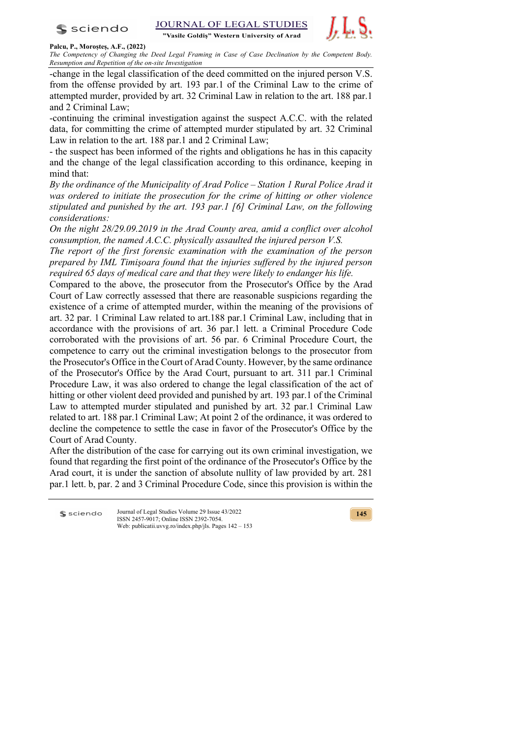-change in the legal classification of the deed committed on the injured person V.S. from the offense provided by art. 193 par.1 of the Criminal Law to the crime of attempted murder, provided by art. 32 Criminal Law in relation to the art. 188 par.1 and 2 Criminal Law;

-continuing the criminal investigation against the suspect A.C.C. with the related data, for committing the crime of attempted murder stipulated by art. 32 Criminal Law in relation to the art. 188 par.1 and 2 Criminal Law;

- the suspect has been informed of the rights and obligations he has in this capacity and the change of the legal classification according to this ordinance, keeping in mind that:

*By the ordinance of the Municipality of Arad Police – Station 1 Rural Police Arad it was ordered to initiate the prosecution for the crime of hitting or other violence stipulated and punished by the art. 193 par.1 [6] Criminal Law, on the following considerations:*

*On the night 28/29.09.2019 in the Arad County area, amid a conflict over alcohol consumption, the named A.C.C. physically assaulted the injured person V.S.*

*The report of the first forensic examination with the examination of the person prepared by IML Timişoara found that the injuries suffered by the injured person required 65 days of medical care and that they were likely to endanger his life.*

Compared to the above, the prosecutor from the Prosecutor's Office by the Arad Court of Law correctly assessed that there are reasonable suspicions regarding the existence of a crime of attempted murder, within the meaning of the provisions of art. 32 par. 1 Criminal Law related to art.188 par.1 Criminal Law, including that in accordance with the provisions of art. 36 par.1 lett. a Criminal Procedure Code corroborated with the provisions of art. 56 par. 6 Criminal Procedure Court, the competence to carry out the criminal investigation belongs to the prosecutor from the Prosecutor's Office in the Court of Arad County. However, by the same ordinance of the Prosecutor's Office by the Arad Court, pursuant to art. 311 par.1 Criminal Procedure Law, it was also ordered to change the legal classification of the act of hitting or other violent deed provided and punished by art. 193 par.1 of the Criminal Law to attempted murder stipulated and punished by art. 32 par.1 Criminal Law related to art. 188 par.1 Criminal Law; At point 2 of the ordinance, it was ordered to decline the competence to settle the case in favor of the Prosecutor's Office by the Court of Arad County.

After the distribution of the case for carrying out its own criminal investigation, we found that regarding the first point of the ordinance of the Prosecutor's Office by the Arad court, it is under the sanction of absolute nullity of law provided by art. 281 par.1 lett. b, par. 2 and 3 Criminal Procedure Code, since this provision is within the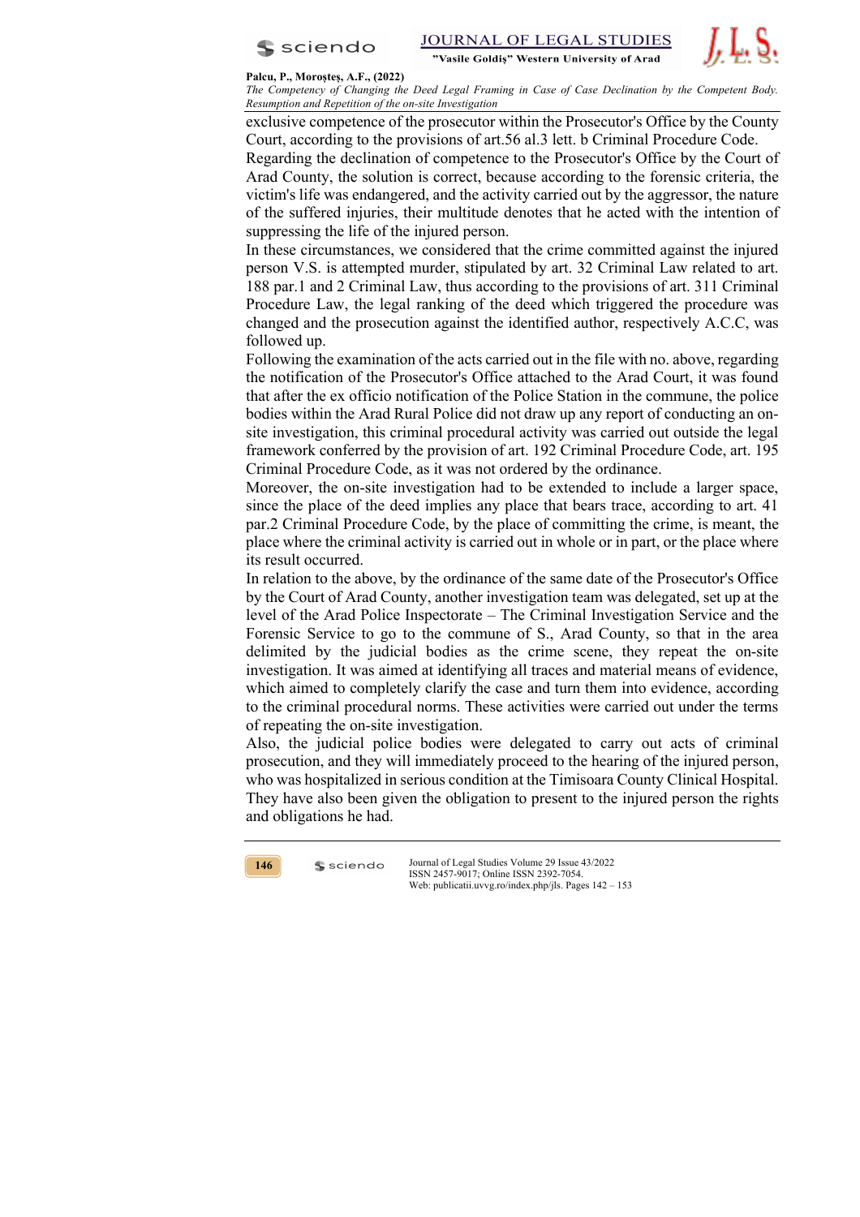exclusive competence of the prosecutor within the Prosecutor's Office by the County Court, according to the provisions of art.56 al.3 lett. b Criminal Procedure Code.

Regarding the declination of competence to the Prosecutor's Office by the Court of Arad County, the solution is correct, because according to the forensic criteria, the victim's life was endangered, and the activity carried out by the aggressor, the nature of the suffered injuries, their multitude denotes that he acted with the intention of suppressing the life of the injured person.

In these circumstances, we considered that the crime committed against the injured person V.S. is attempted murder, stipulated by art. 32 Criminal Law related to art. 188 par.1 and 2 Criminal Law, thus according to the provisions of art. 311 Criminal Procedure Law, the legal ranking of the deed which triggered the procedure was changed and the prosecution against the identified author, respectively A.C.C, was followed up.

Following the examination of the acts carried out in the file with no. above, regarding the notification of the Prosecutor's Office attached to the Arad Court, it was found that after the ex officio notification of the Police Station in the commune, the police bodies within the Arad Rural Police did not draw up any report of conducting an on-site investigation, this criminal procedural activity was carried out outside the legal framework conferred by the provision of art. 192 Criminal Procedure Code, art. 195 Criminal Procedure Code, as it was not ordered by the ordinance.

Moreover, the on-site investigation had to be extended to include a larger space, since the place of the deed implies any place that bears trace, according to art. 41 par.2 Criminal Procedure Code, by the place of committing the crime, is meant, the place where the criminal activity is carried out in whole or in part, or the place where its result occurred.

In relation to the above, by the ordinance of the same date of the Prosecutor's Office by the Court of Arad County, another investigation team was delegated, set up at the level of the Arad Police Inspectorate – The Criminal Investigation Service and the Forensic Service to go to the commune of S., Arad County, so that in the area delimited by the judicial bodies as the crime scene, they repeat the on-site investigation. It was aimed at identifying all traces and material means of evidence, which aimed to completely clarify the case and turn them into evidence, according to the criminal procedural norms. These activities were carried out under the terms of repeating the on-site investigation.

Also, the judicial police bodies were delegated to carry out acts of criminal prosecution, and they will immediately proceed to the hearing of the injured person, who was hospitalized in serious condition at the Timisoara County Clinical Hospital. They have also been given the obligation to present to the injured person the rights and obligations he had.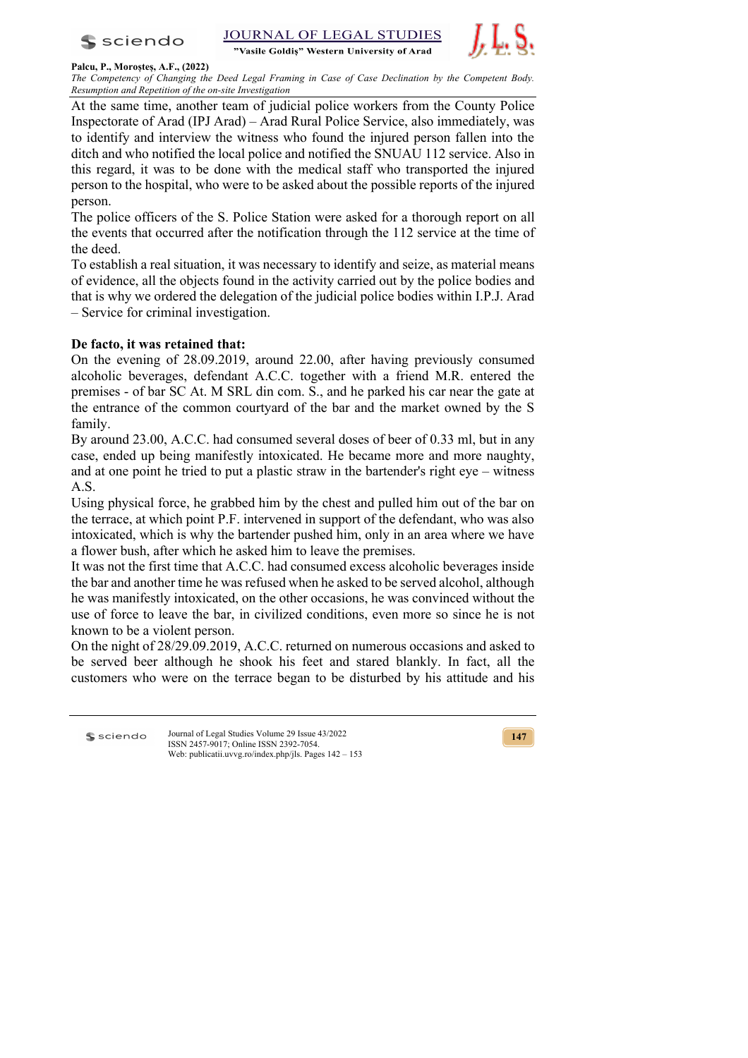At the same time, another team of judicial police workers from the County Police Inspectorate of Arad (IPJ Arad) – Arad Rural Police Service, also immediately, was to identify and interview the witness who found the injured person fallen into the ditch and who notified the local police and notified the SNUAU 112 service. Also in this regard, it was to be done with the medical staff who transported the injured person to the hospital, who were to be asked about the possible reports of the injured person.

The police officers of the S. Police Station were asked for a thorough report on all the events that occurred after the notification through the 112 service at the time of the deed.

To establish a real situation, it was necessary to identify and seize, as material means of evidence, all the objects found in the activity carried out by the police bodies and that is why we ordered the delegation of the judicial police bodies within I.P.J. Arad – Service for criminal investigation.

**De facto, it was retained that:**

On the evening of 28.09.2019, around 22.00, after having previously consumed alcoholic beverages, defendant A.C.C. together with a friend M.R. entered the premises - of bar SC At. M SRL din com. S., and he parked his car near the gate at the entrance of the common courtyard of the bar and the market owned by the S family.

By around 23.00, A.C.C. had consumed several doses of beer of 0.33 ml, but in any case, ended up being manifestly intoxicated. He became more and more naughty, and at one point he tried to put a plastic straw in the bartender's right eye – witness A.S.

Using physical force, he grabbed him by the chest and pulled him out of the bar on the terrace, at which point P.F. intervened in support of the defendant, who was also intoxicated, which is why the bartender pushed him, only in an area where we have a flower bush, after which he asked him to leave the premises.

It was not the first time that A.C.C. had consumed excess alcoholic beverages inside the bar and another time he was refused when he asked to be served alcohol, although he was manifestly intoxicated, on the other occasions, he was convinced without the use of force to leave the bar, in civilized conditions, even more so since he is not known to be a violent person.

On the night of 28/29.09.2019, A.C.C. returned on numerous occasions and asked to be served beer although he shook his feet and stared blankly. In fact, all the customers who were on the terrace began to be disturbed by his attitude and his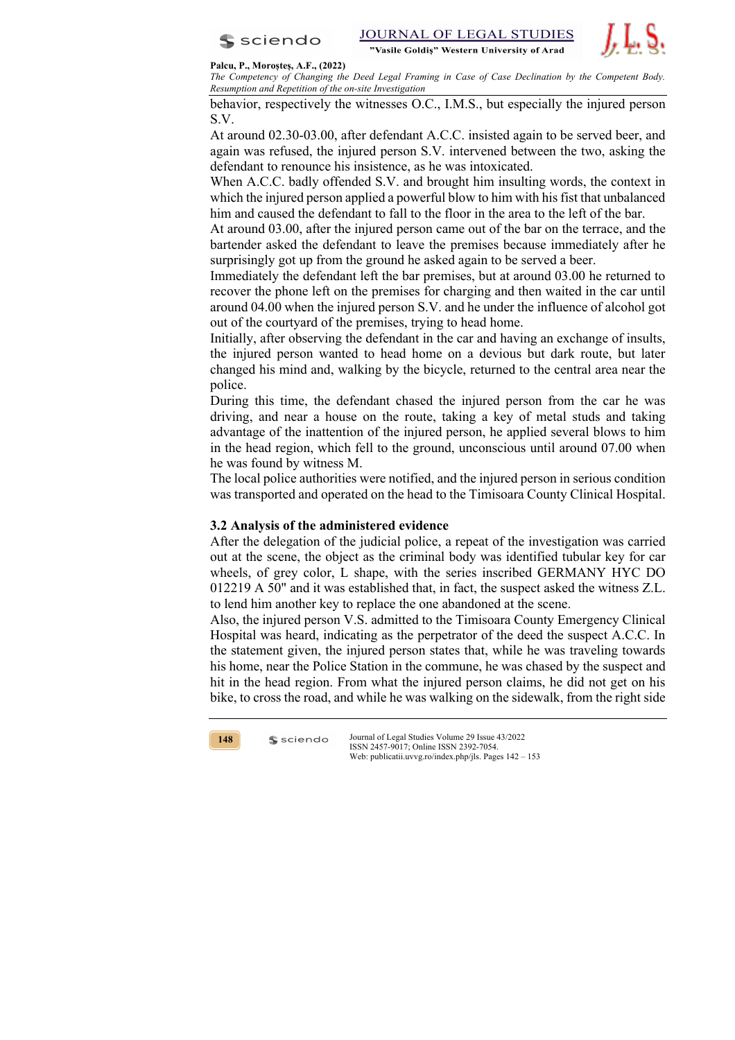behavior, respectively the witnesses O.C., I.M.S., but especially the injured person S.V.

At around 02.30-03.00, after defendant A.C.C. insisted again to be served beer, and again was refused, the injured person S.V. intervened between the two, asking the defendant to renounce his insistence, as he was intoxicated.

When A.C.C. badly offended S.V. and brought him insulting words, the context in which the injured person applied a powerful blow to him with his fist that unbalanced him and caused the defendant to fall to the floor in the area to the left of the bar.

At around 03.00, after the injured person came out of the bar on the terrace, and the bartender asked the defendant to leave the premises because immediately after he surprisingly got up from the ground he asked again to be served a beer.

Immediately the defendant left the bar premises, but at around 03.00 he returned to recover the phone left on the premises for charging and then waited in the car until around 04.00 when the injured person S.V. and he under the influence of alcohol got out of the courtyard of the premises, trying to head home.

Initially, after observing the defendant in the car and having an exchange of insults, the injured person wanted to head home on a devious but dark route, but later changed his mind and, walking by the bicycle, returned to the central area near the police.

During this time, the defendant chased the injured person from the car he was driving, and near a house on the route, taking a key of metal studs and taking advantage of the inattention of the injured person, he applied several blows to him in the head region, which fell to the ground, unconscious until around 07.00 when he was found by witness M.

The local police authorities were notified, and the injured person in serious condition was transported and operated on the head to the Timisoara County Clinical Hospital.

### 3.2 Analysis of the administered evidence

After the delegation of the judicial police, a repeat of the investigation was carried out at the scene, the object as the criminal body was identified tubular key for car wheels, of grey color, L shape, with the series inscribed GERMANY HYC DO 012219 A 50" and it was established that, in fact, the suspect asked the witness Z.L. to lend him another key to replace the one abandoned at the scene.

Also, the injured person V.S. admitted to the Timisoara County Emergency Clinical Hospital was heard, indicating as the perpetrator of the deed the suspect A.C.C. In the statement given, the injured person states that, while he was traveling towards his home, near the Police Station in the commune, he was chased by the suspect and hit in the head region. From what the injured person claims, he did not get on his bike, to cross the road, and while he was walking on the sidewalk, from the right side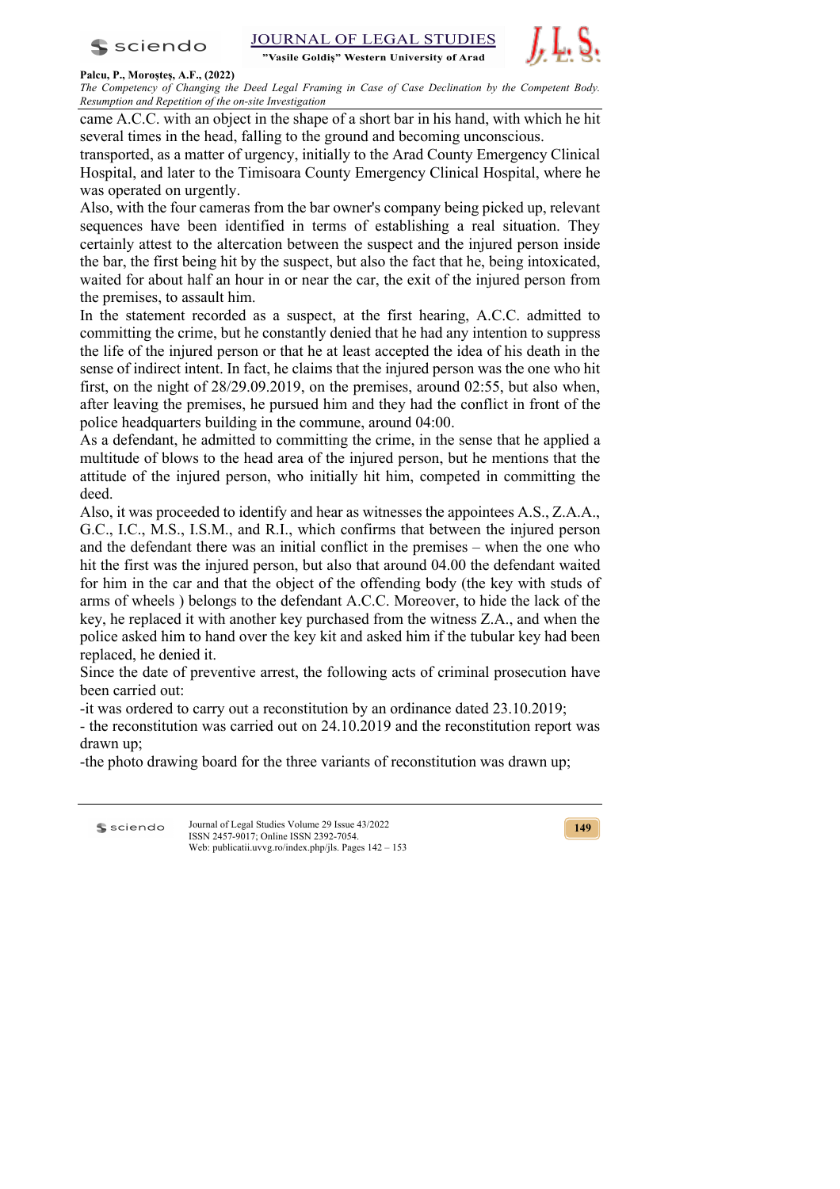came A.C.C. with an object in the shape of a short bar in his hand, with which he hit several times in the head, falling to the ground and becoming unconscious.

transported, as a matter of urgency, initially to the Arad County Emergency Clinical Hospital, and later to the Timisoara County Emergency Clinical Hospital, where he was operated on urgently.

Also, with the four cameras from the bar owner's company being picked up, relevant sequences have been identified in terms of establishing a real situation. They certainly attest to the altercation between the suspect and the injured person inside the bar, the first being hit by the suspect, but also the fact that he, being intoxicated, waited for about half an hour in or near the car, the exit of the injured person from the premises, to assault him.

In the statement recorded as a suspect, at the first hearing, A.C.C. admitted to committing the crime, but he constantly denied that he had any intention to suppress the life of the injured person or that he at least accepted the idea of his death in the sense of indirect intent. In fact, he claims that the injured person was the one who hit first, on the night of 28/29.09.2019, on the premises, around 02:55, but also when, after leaving the premises, he pursued him and they had the conflict in front of the police headquarters building in the commune, around 04:00.

As a defendant, he admitted to committing the crime, in the sense that he applied a multitude of blows to the head area of the injured person, but he mentions that the attitude of the injured person, who initially hit him, competed in committing the deed.

Also, it was proceeded to identify and hear as witnesses the appointees A.S., Z.A.A., G.C., I.C., M.S., I.S.M., and R.I., which confirms that between the injured person and the defendant there was an initial conflict in the premises – when the one who hit the first was the injured person, but also that around 04.00 the defendant waited for him in the car and that the object of the offending body (the key with studs of arms of wheels ) belongs to the defendant A.C.C. Moreover, to hide the lack of the key, he replaced it with another key purchased from the witness Z.A., and when the police asked him to hand over the key kit and asked him if the tubular key had been replaced, he denied it.

Since the date of preventive arrest, the following acts of criminal prosecution have been carried out:

-it was ordered to carry out a reconstitution by an ordinance dated 23.10.2019;

- the reconstitution was carried out on 24.10.2019 and the reconstitution report was drawn up;

-the photo drawing board for the three variants of reconstitution was drawn up;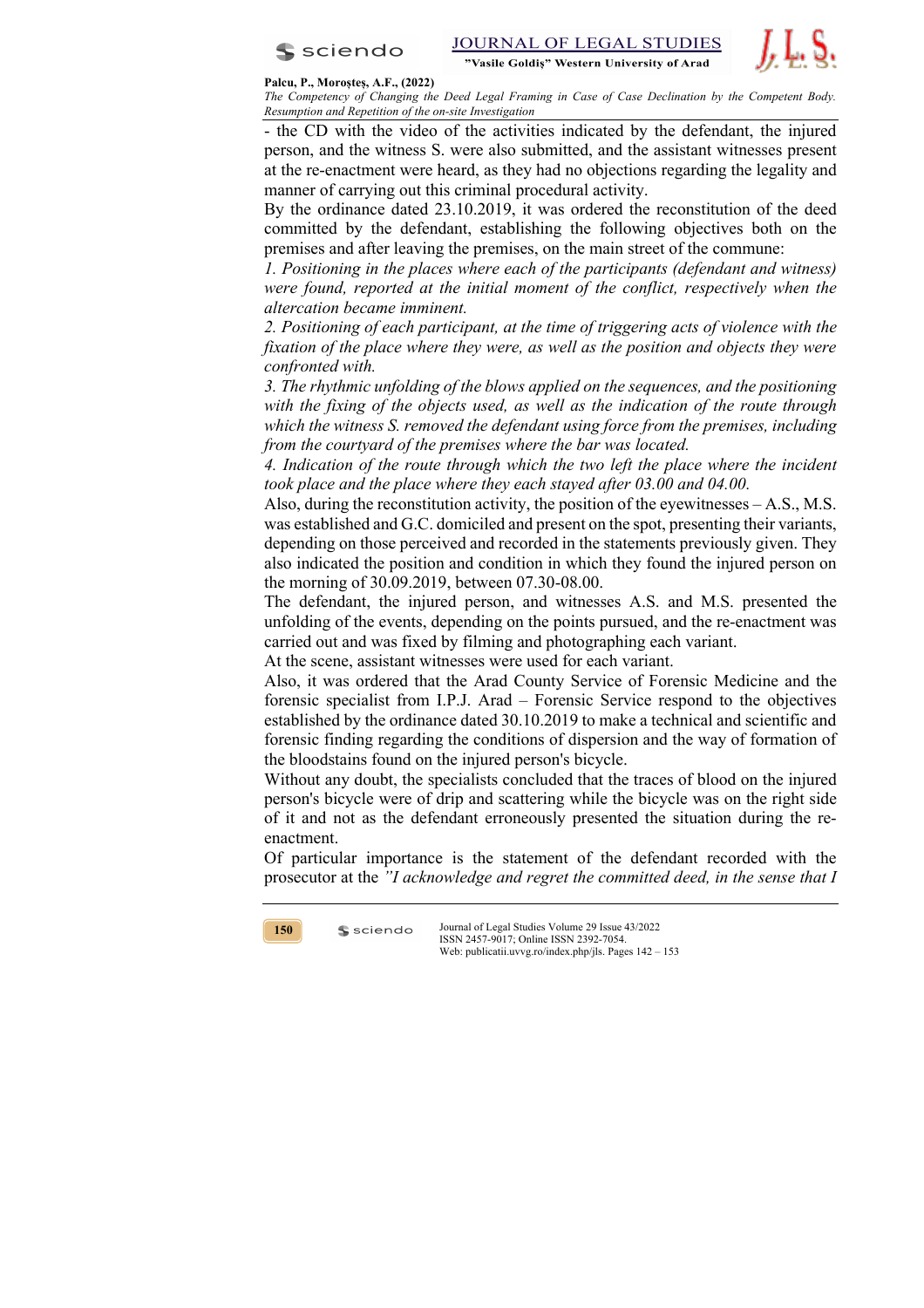- the CD with the video of the activities indicated by the defendant, the injured person, and the witness S. were also submitted, and the assistant witnesses present at the re-enactment were heard, as they had no objections regarding the legality and manner of carrying out this criminal procedural activity.

By the ordinance dated 23.10.2019, it was ordered the reconstitution of the deed committed by the defendant, establishing the following objectives both on the premises and after leaving the premises, on the main street of the commune:

*1. Positioning in the places where each of the participants (defendant and witness) were found, reported at the initial moment of the conflict, respectively when the altercation became imminent.*

*2. Positioning of each participant, at the time of triggering acts of violence with the fixation of the place where they were, as well as the position and objects they were confronted with.*

*3. The rhythmic unfolding of the blows applied on the sequences, and the positioning with the fixing of the objects used, as well as the indication of the route through which the witness S. removed the defendant using force from the premises, including from the courtyard of the premises where the bar was located.*

*4. Indication of the route through which the two left the place where the incident took place and the place where they each stayed after 03.00 and 04.00.*

Also, during the reconstitution activity, the position of the eyewitnesses – A.S., M.S. was established and G.C. domiciled and present on the spot, presenting their variants, depending on those perceived and recorded in the statements previously given. They also indicated the position and condition in which they found the injured person on the morning of 30.09.2019, between 07.30-08.00.

The defendant, the injured person, and witnesses A.S. and M.S. presented the unfolding of the events, depending on the points pursued, and the re-enactment was carried out and was fixed by filming and photographing each variant.

At the scene, assistant witnesses were used for each variant.

Also, it was ordered that the Arad County Service of Forensic Medicine and the forensic specialist from I.P.J. Arad – Forensic Service respond to the objectives established by the ordinance dated 30.10.2019 to make a technical and scientific and forensic finding regarding the conditions of dispersion and the way of formation of the bloodstains found on the injured person's bicycle.

Without any doubt, the specialists concluded that the traces of blood on the injured person's bicycle were of drip and scattering while the bicycle was on the right side of it and not as the defendant erroneously presented the situation during the re-enactment.

Of particular importance is the statement of the defendant recorded with the prosecutor at the *"I acknowledge and regret the committed deed, in the sense that I*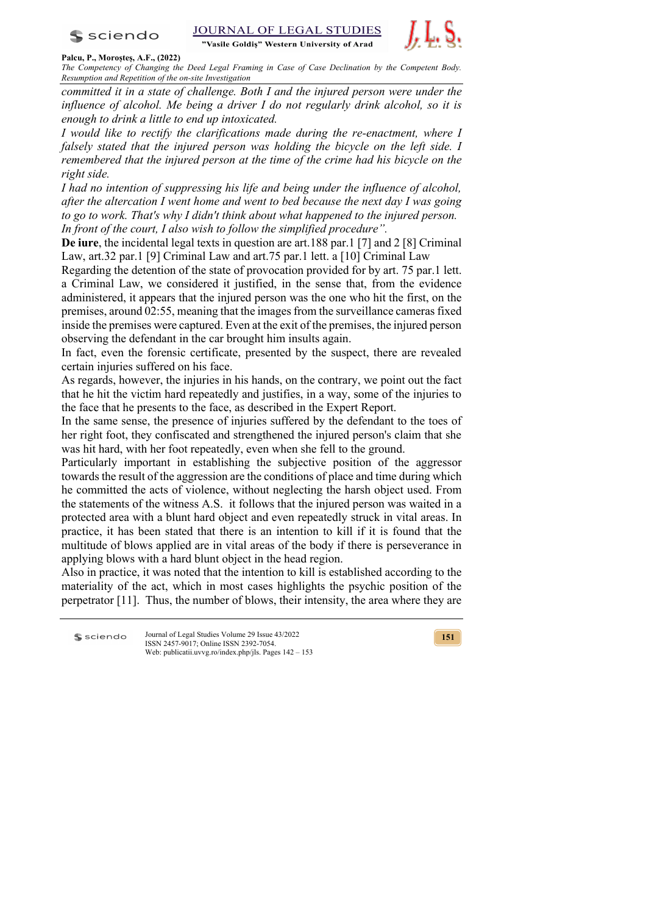*committed it in a state of challenge. Both I and the injured person were under the influence of alcohol. Me being a driver I do not regularly drink alcohol, so it is enough to drink a little to end up intoxicated.*

*I would like to rectify the clarifications made during the re-enactment, where I falsely stated that the injured person was holding the bicycle on the left side. I remembered that the injured person at the time of the crime had his bicycle on the right side.*

*I had no intention of suppressing his life and being under the influence of alcohol, after the altercation I went home and went to bed because the next day I was going to go to work. That's why I didn't think about what happened to the injured person.*

*In front of the court, I also wish to follow the simplified procedure".*

**De iure**, the incidental legal texts in question are art.188 par.1 [7] and 2 [8] Criminal Law, art.32 par.1 [9] Criminal Law and art.75 par.1 lett. a [10] Criminal Law

Regarding the detention of the state of provocation provided for by art. 75 par.1 lett. a Criminal Law, we considered it justified, in the sense that, from the evidence administered, it appears that the injured person was the one who hit the first, on the premises, around 02:55, meaning that the images from the surveillance cameras fixed inside the premises were captured. Even at the exit of the premises, the injured person observing the defendant in the car brought him insults again.

In fact, even the forensic certificate, presented by the suspect, there are revealed certain injuries suffered on his face.

As regards, however, the injuries in his hands, on the contrary, we point out the fact that he hit the victim hard repeatedly and justifies, in a way, some of the injuries to the face that he presents to the face, as described in the Expert Report.

In the same sense, the presence of injuries suffered by the defendant to the toes of her right foot, they confiscated and strengthened the injured person's claim that she was hit hard, with her foot repeatedly, even when she fell to the ground.

Particularly important in establishing the subjective position of the aggressor towards the result of the aggression are the conditions of place and time during which he committed the acts of violence, without neglecting the harsh object used. From the statements of the witness A.S. it follows that the injured person was waited in a protected area with a blunt hard object and even repeatedly struck in vital areas. In practice, it has been stated that there is an intention to kill if it is found that the multitude of blows applied are in vital areas of the body if there is perseverance in applying blows with a hard blunt object in the head region.

Also in practice, it was noted that the intention to kill is established according to the materiality of the act, which in most cases highlights the psychic position of the perpetrator [11]. Thus, the number of blows, their intensity, the area where they are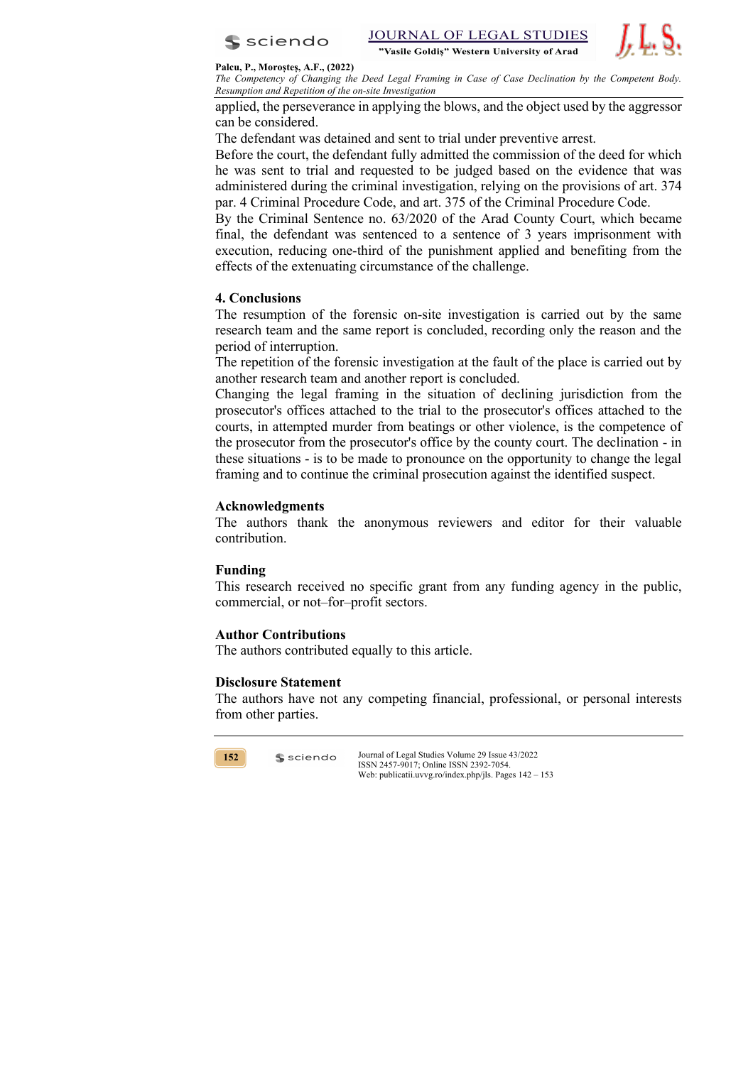applied, the perseverance in applying the blows, and the object used by the aggressor can be considered.

The defendant was detained and sent to trial under preventive arrest.

Before the court, the defendant fully admitted the commission of the deed for which he was sent to trial and requested to be judged based on the evidence that was administered during the criminal investigation, relying on the provisions of art. 374 par. 4 Criminal Procedure Code, and art. 375 of the Criminal Procedure Code.

By the Criminal Sentence no. 63/2020 of the Arad County Court, which became final, the defendant was sentenced to a sentence of 3 years imprisonment with execution, reducing one-third of the punishment applied and benefiting from the effects of the extenuating circumstance of the challenge.

## 4. Conclusions

The resumption of the forensic on-site investigation is carried out by the same research team and the same report is concluded, recording only the reason and the period of interruption.

The repetition of the forensic investigation at the fault of the place is carried out by another research team and another report is concluded.

Changing the legal framing in the situation of declining jurisdiction from the prosecutor's offices attached to the trial to the prosecutor's offices attached to the courts, in attempted murder from beatings or other violence, is the competence of the prosecutor from the prosecutor's office by the county court. The declination - in these situations - is to be made to pronounce on the opportunity to change the legal framing and to continue the criminal prosecution against the identified suspect.

## Acknowledgments

The authors thank the anonymous reviewers and editor for their valuable contribution.

## Funding

This research received no specific grant from any funding agency in the public, commercial, or not–for–profit sectors.

## Author Contributions

The authors contributed equally to this article.

## Disclosure Statement

The authors have not any competing financial, professional, or personal interests from other parties.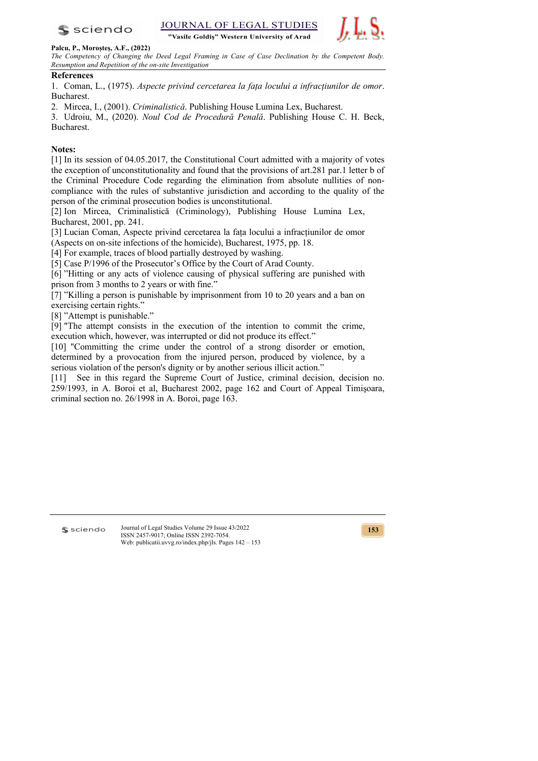## References

1. Coman, L., (1975). *Aspecte privind cercetarea la fața locului a infracțiunilor de omor*. Bucharest.
2. Mircea, I., (2001). *Criminalistică*. Publishing House Lumina Lex, Bucharest.
3. Udroiu, M., (2020). *Noul Cod de Procedură Penală*. Publishing House C. H. Beck, Bucharest.

**Notes:**

[1] In its session of 04.05.2017, the Constitutional Court admitted with a majority of votes the exception of unconstitutionality and found that the provisions of art.281 par.1 letter b of the Criminal Procedure Code regarding the elimination from absolute nullities of non-compliance with the rules of substantive jurisdiction and according to the quality of the person of the criminal prosecution bodies is unconstitutional.

[2] Ion Mircea, Criminalistică (Criminology), Publishing House Lumina Lex, Bucharest, 2001, pp. 241.

[3] Lucian Coman, Aspecte privind cercetarea la fața locului a infracțiunilor de omor (Aspects on on-site infections of the homicide), Bucharest, 1975, pp. 18.

[4] For example, traces of blood partially destroyed by washing.

[5] Case P/1996 of the Prosecutor's Office by the Court of Arad County.

[6] "Hitting or any acts of violence causing of physical suffering are punished with prison from 3 months to 2 years or with fine."

[7] "Killing a person is punishable by imprisonment from 10 to 20 years and a ban on exercising certain rights."

[8] "Attempt is punishable."

[9] "The attempt consists in the execution of the intention to commit the crime, execution which, however, was interrupted or did not produce its effect."

[10] "Committing the crime under the control of a strong disorder or emotion, determined by a provocation from the injured person, produced by violence, by a serious violation of the person's dignity or by another serious illicit action."

[11] See in this regard the Supreme Court of Justice, criminal decision, decision no. 259/1993, in A. Boroi et al, Bucharest 2002, page 162 and Court of Appeal Timişoara, criminal section no. 26/1998 in A. Boroi, page 163.